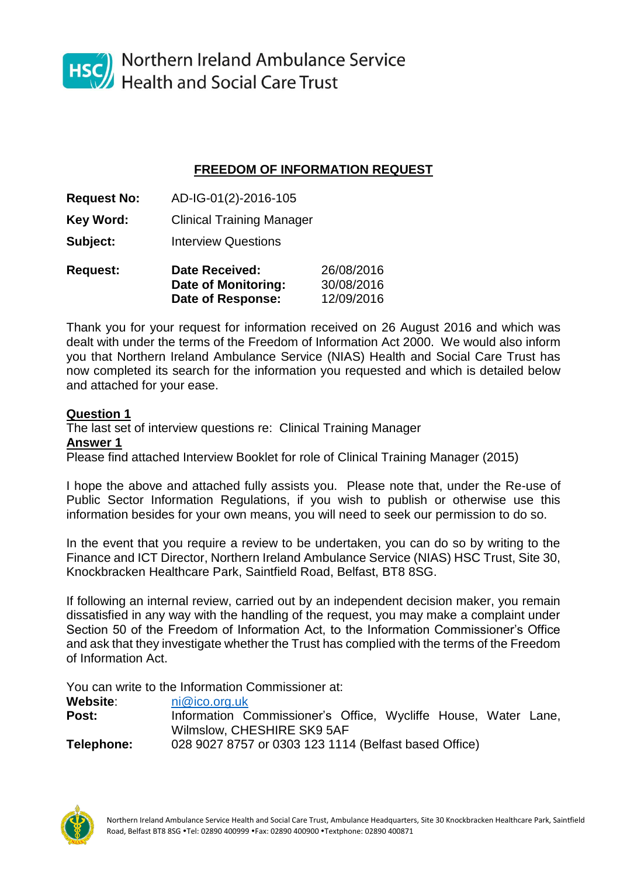Northern Ireland Ambulance Service
Health and Social Care Trust

## FREEDOM OF INFORMATION REQUEST

**Request No:** AD-IG-01(2)-2016-105

**Key Word:** Clinical Training Manager

**Subject:** Interview Questions

**Request:**

| | |
|---|---|
| **Date Received:** | 26/08/2016 |
| **Date of Monitoring:** | 30/08/2016 |
| **Date of Response:** | 12/09/2016 |

Thank you for your request for information received on 26 August 2016 and which was dealt with under the terms of the Freedom of Information Act 2000. We would also inform you that Northern Ireland Ambulance Service (NIAS) Health and Social Care Trust has now completed its search for the information you requested and which is detailed below and attached for your ease.

**Question 1**

The last set of interview questions re: Clinical Training Manager

**Answer 1**

Please find attached Interview Booklet for role of Clinical Training Manager (2015)

I hope the above and attached fully assists you. Please note that, under the Re-use of Public Sector Information Regulations, if you wish to publish or otherwise use this information besides for your own means, you will need to seek our permission to do so.

In the event that you require a review to be undertaken, you can do so by writing to the Finance and ICT Director, Northern Ireland Ambulance Service (NIAS) HSC Trust, Site 30, Knockbracken Healthcare Park, Saintfield Road, Belfast, BT8 8SG.

If following an internal review, carried out by an independent decision maker, you remain dissatisfied in any way with the handling of the request, you may make a complaint under Section 50 of the Freedom of Information Act, to the Information Commissioner's Office and ask that they investigate whether the Trust has complied with the terms of the Freedom of Information Act.

You can write to the Information Commissioner at:

**Website**: ni@ico.org.uk

**Post:** Information Commissioner's Office, Wycliffe House, Water Lane, Wilmslow, CHESHIRE SK9 5AF

**Telephone:** 028 9027 8757 or 0303 123 1114 (Belfast based Office)

Northern Ireland Ambulance Service Health and Social Care Trust, Ambulance Headquarters, Site 30 Knockbracken Healthcare Park, Saintfield Road, Belfast BT8 8SG •Tel: 02890 400999 •Fax: 02890 400900 •Textphone: 02890 400871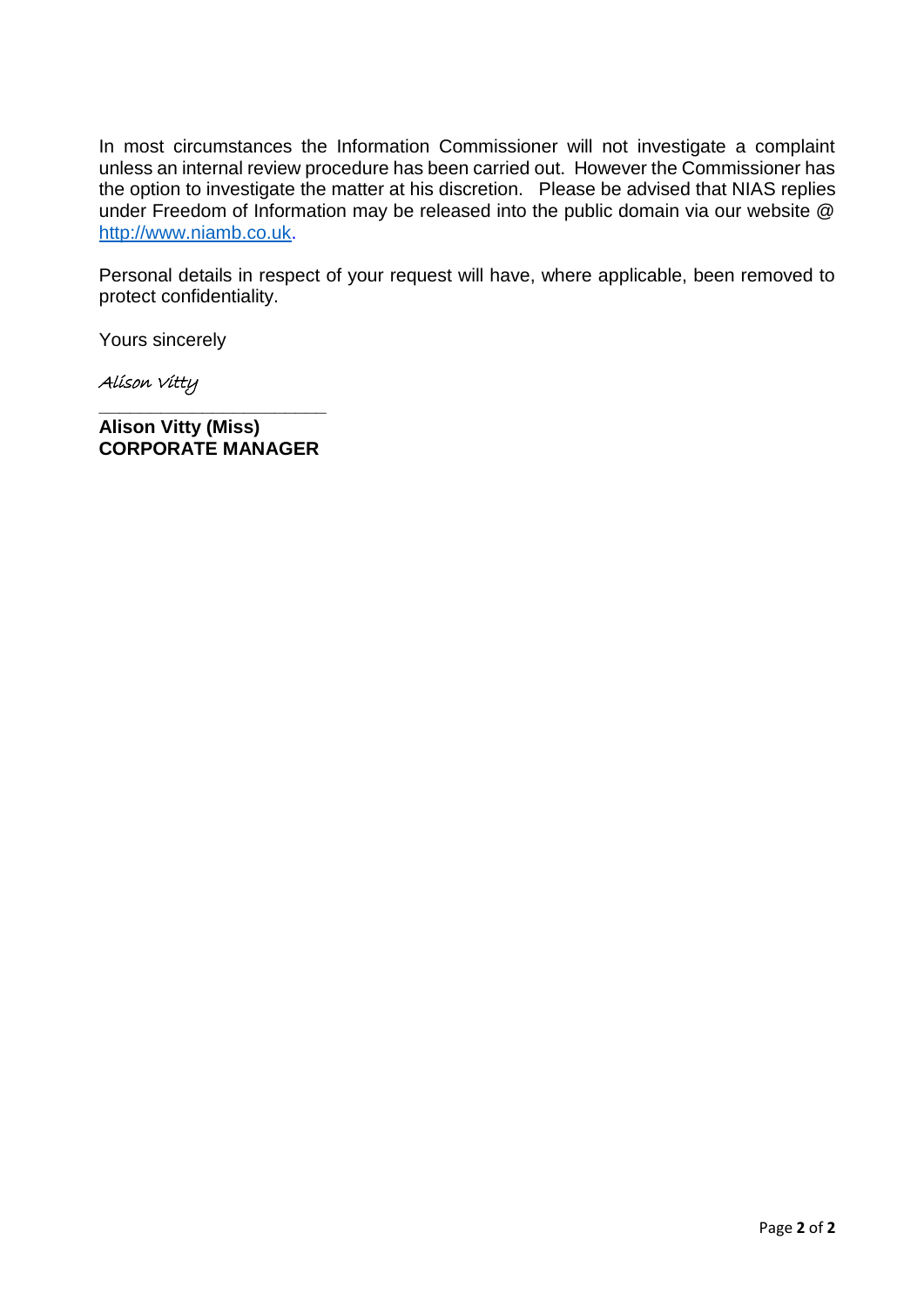In most circumstances the Information Commissioner will not investigate a complaint unless an internal review procedure has been carried out. However the Commissioner has the option to investigate the matter at his discretion. Please be advised that NIAS replies under Freedom of Information may be released into the public domain via our website @ http://www.niamb.co.uk.

Personal details in respect of your request will have, where applicable, been removed to protect confidentiality.

Yours sincerely

*Alison Vitty*

______________________

**Alison Vitty (Miss)**
**CORPORATE MANAGER**